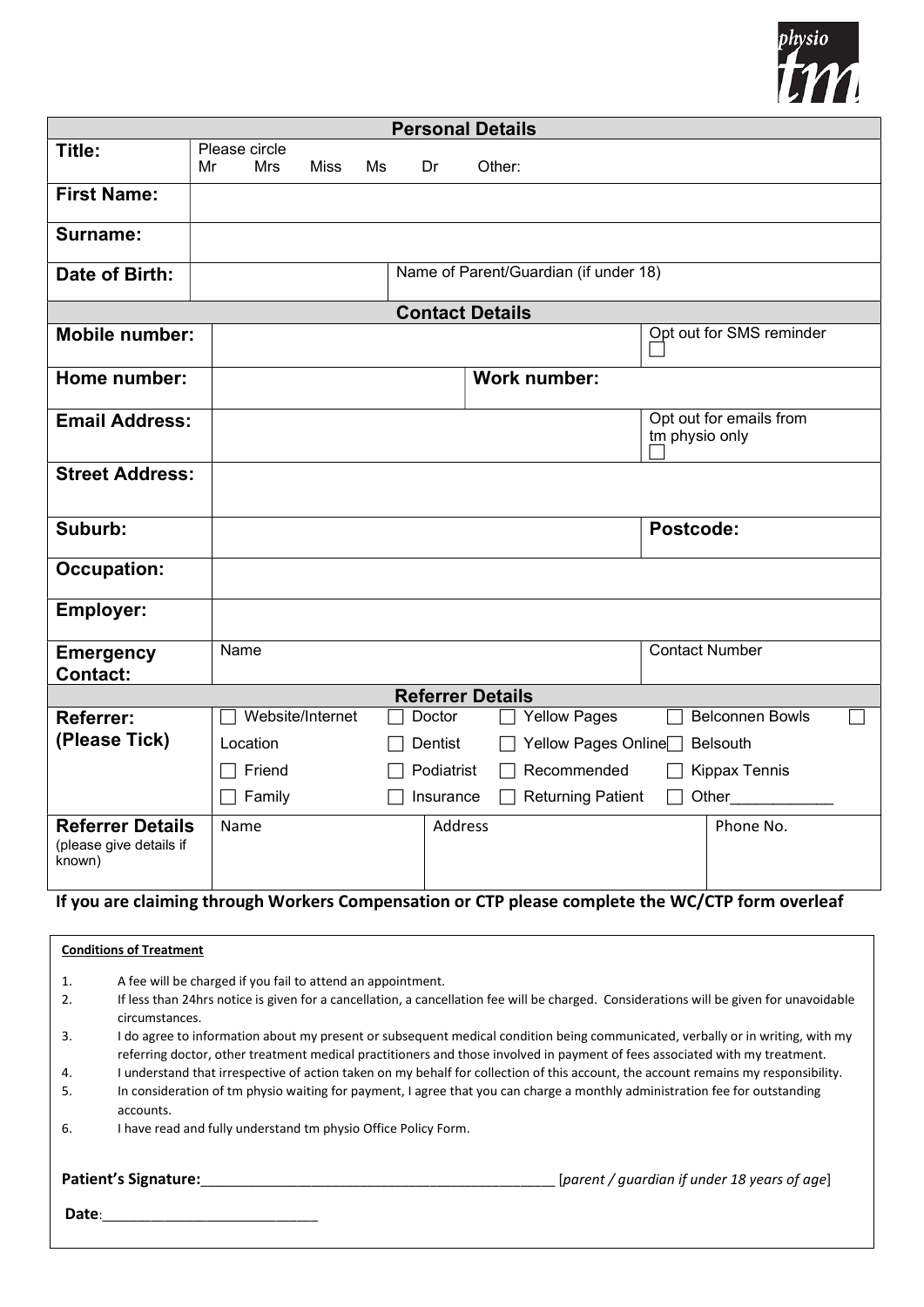physio tm

## Personal Details

| | |
|---|---|
| **Title:** | Please circle<br>Mr Mrs Miss Ms Dr Other: |
| **First Name:** | |
| **Surname:** | |
| **Date of Birth:** | Name of Parent/Guardian (if under 18) |

## Contact Details

| | | | |
|---|---|---|---|
| **Mobile number:** | | | Opt out for SMS reminder ☐ |
| **Home number:** | | **Work number:** | |
| **Email Address:** | | | Opt out for emails from tm physio only ☐ |
| **Street Address:** | | | |
| **Suburb:** | | | **Postcode:** |
| **Occupation:** | | | |
| **Employer:** | | | |
| **Emergency Contact:** | Name | | Contact Number |

## Referrer Details

| | | | | |
|---|---|---|---|---|
| **Referrer: (Please Tick)** | ☐ Website/Internet | ☐ Doctor | ☐ Yellow Pages | ☐ Belconnen Bowls ☐ |
| | Location | ☐ Dentist | ☐ Yellow Pages Online | ☐ Belsouth |
| | ☐ Friend | ☐ Podiatrist | ☐ Recommended | ☐ Kippax Tennis |
| | ☐ Family | ☐ Insurance | ☐ Returning Patient | ☐ Other____________ |

| | | | |
|---|---|---|---|
| **Referrer Details** (please give details if known) | Name | Address | Phone No. |

**If you are claiming through Workers Compensation or CTP please complete the WC/CTP form overleaf**

**Conditions of Treatment**

1. A fee will be charged if you fail to attend an appointment.
2. If less than 24hrs notice is given for a cancellation, a cancellation fee will be charged. Considerations will be given for unavoidable circumstances.
3. I do agree to information about my present or subsequent medical condition being communicated, verbally or in writing, with my referring doctor, other treatment medical practitioners and those involved in payment of fees associated with my treatment.
4. I understand that irrespective of action taken on my behalf for collection of this account, the account remains my responsibility.
5. In consideration of tm physio waiting for payment, I agree that you can charge a monthly administration fee for outstanding accounts.
6. I have read and fully understand tm physio Office Policy Form.

**Patient's Signature:**_____________________________________________ [*parent / guardian if under 18 years of age*]

**Date**:___________________________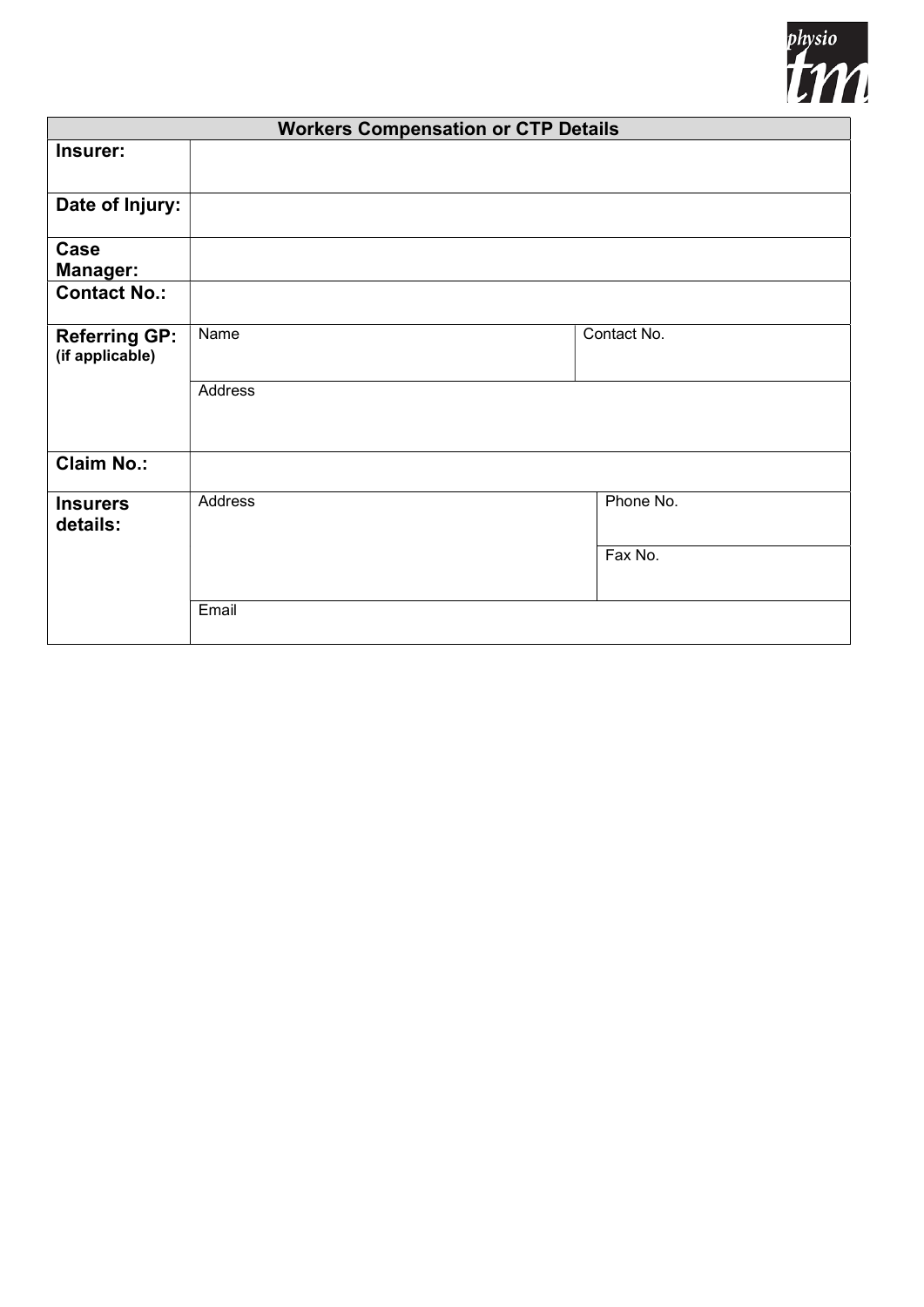| Workers Compensation or CTP Details | | |
|---|---|---|
| **Insurer:** | | |
| **Date of Injury:** | | |
| **Case Manager:** | | |
| **Contact No.:** | | |
| **Referring GP:** **(if applicable)** | Name | Contact No. |
| | Address | |
| **Claim No.:** | | |
| **Insurers details:** | Address | Phone No. |
| | | Fax No. |
| | Email | |